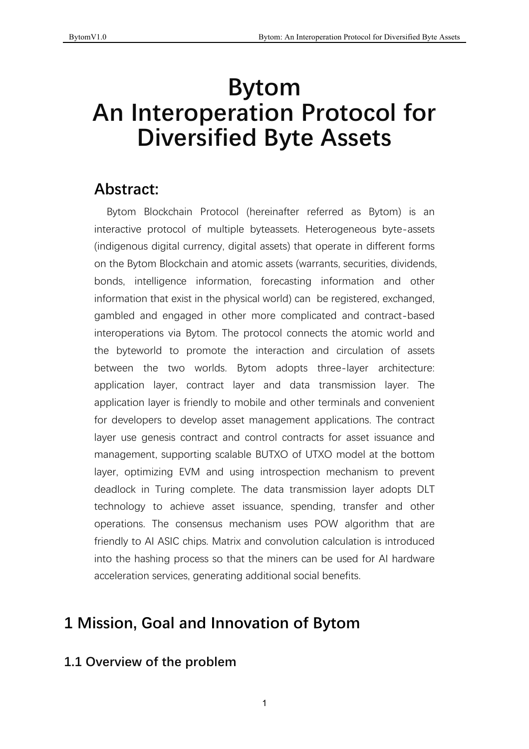# Bytom
# An Interoperation Protocol for Diversified Byte Assets

## Abstract:

Bytom Blockchain Protocol (hereinafter referred as Bytom) is an interactive protocol of multiple byteassets. Heterogeneous byte-assets (indigenous digital currency, digital assets) that operate in different forms on the Bytom Blockchain and atomic assets (warrants, securities, dividends, bonds, intelligence information, forecasting information and other information that exist in the physical world) can be registered, exchanged, gambled and engaged in other more complicated and contract-based interoperations via Bytom. The protocol connects the atomic world and the byteworld to promote the interaction and circulation of assets between the two worlds. Bytom adopts three-layer architecture: application layer, contract layer and data transmission layer. The application layer is friendly to mobile and other terminals and convenient for developers to develop asset management applications. The contract layer use genesis contract and control contracts for asset issuance and management, supporting scalable BUTXO of UTXO model at the bottom layer, optimizing EVM and using introspection mechanism to prevent deadlock in Turing complete. The data transmission layer adopts DLT technology to achieve asset issuance, spending, transfer and other operations. The consensus mechanism uses POW algorithm that are friendly to AI ASIC chips. Matrix and convolution calculation is introduced into the hashing process so that the miners can be used for AI hardware acceleration services, generating additional social benefits.

## 1 Mission, Goal and Innovation of Bytom

### 1.1 Overview of the problem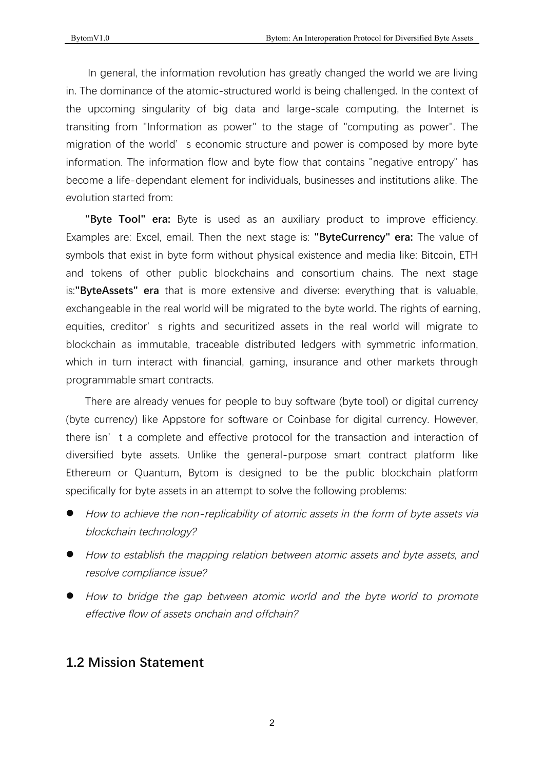In general, the information revolution has greatly changed the world we are living in. The dominance of the atomic-structured world is being challenged. In the context of the upcoming singularity of big data and large-scale computing, the Internet is transiting from "Information as power" to the stage of "computing as power". The migration of the world' s economic structure and power is composed by more byte information. The information flow and byte flow that contains "negative entropy" has become a life-dependant element for individuals, businesses and institutions alike. The evolution started from:

**"Byte Tool" era:** Byte is used as an auxiliary product to improve efficiency. Examples are: Excel, email. Then the next stage is: **"ByteCurrency" era:** The value of symbols that exist in byte form without physical existence and media like: Bitcoin, ETH and tokens of other public blockchains and consortium chains. The next stage is:**"ByteAssets" era** that is more extensive and diverse: everything that is valuable, exchangeable in the real world will be migrated to the byte world. The rights of earning, equities, creditor' s rights and securitized assets in the real world will migrate to blockchain as immutable, traceable distributed ledgers with symmetric information, which in turn interact with financial, gaming, insurance and other markets through programmable smart contracts.

There are already venues for people to buy software (byte tool) or digital currency (byte currency) like Appstore for software or Coinbase for digital currency. However, there isn' t a complete and effective protocol for the transaction and interaction of diversified byte assets. Unlike the general-purpose smart contract platform like Ethereum or Quantum, Bytom is designed to be the public blockchain platform specifically for byte assets in an attempt to solve the following problems:

- *How to achieve the non-replicability of atomic assets in the form of byte assets via blockchain technology?*
- *How to establish the mapping relation between atomic assets and byte assets, and resolve compliance issue?*
- *How to bridge the gap between atomic world and the byte world to promote effective flow of assets onchain and offchain?*

## 1.2 Mission Statement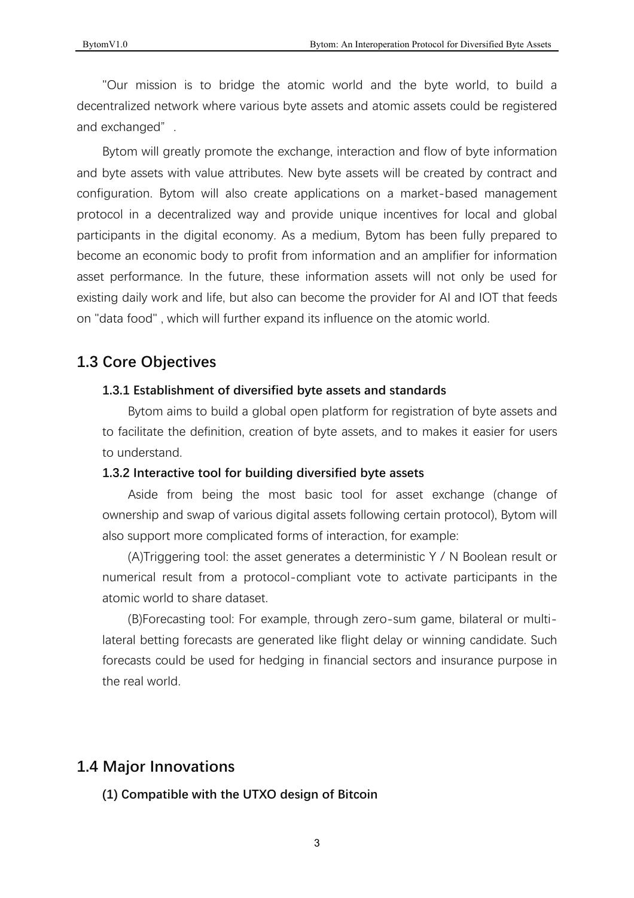"Our mission is to bridge the atomic world and the byte world, to build a decentralized network where various byte assets and atomic assets could be registered and exchanged".

Bytom will greatly promote the exchange, interaction and flow of byte information and byte assets with value attributes. New byte assets will be created by contract and configuration. Bytom will also create applications on a market-based management protocol in a decentralized way and provide unique incentives for local and global participants in the digital economy. As a medium, Bytom has been fully prepared to become an economic body to profit from information and an amplifier for information asset performance. In the future, these information assets will not only be used for existing daily work and life, but also can become the provider for AI and IOT that feeds on "data food" , which will further expand its influence on the atomic world.

## 1.3 Core Objectives

### 1.3.1 Establishment of diversified byte assets and standards

Bytom aims to build a global open platform for registration of byte assets and to facilitate the definition, creation of byte assets, and to makes it easier for users to understand.

### 1.3.2 Interactive tool for building diversified byte assets

Aside from being the most basic tool for asset exchange (change of ownership and swap of various digital assets following certain protocol), Bytom will also support more complicated forms of interaction, for example:

(A)Triggering tool: the asset generates a deterministic Y / N Boolean result or numerical result from a protocol-compliant vote to activate participants in the atomic world to share dataset.

(B)Forecasting tool: For example, through zero-sum game, bilateral or multi-lateral betting forecasts are generated like flight delay or winning candidate. Such forecasts could be used for hedging in financial sectors and insurance purpose in the real world.

## 1.4 Major Innovations

**(1) Compatible with the UTXO design of Bitcoin**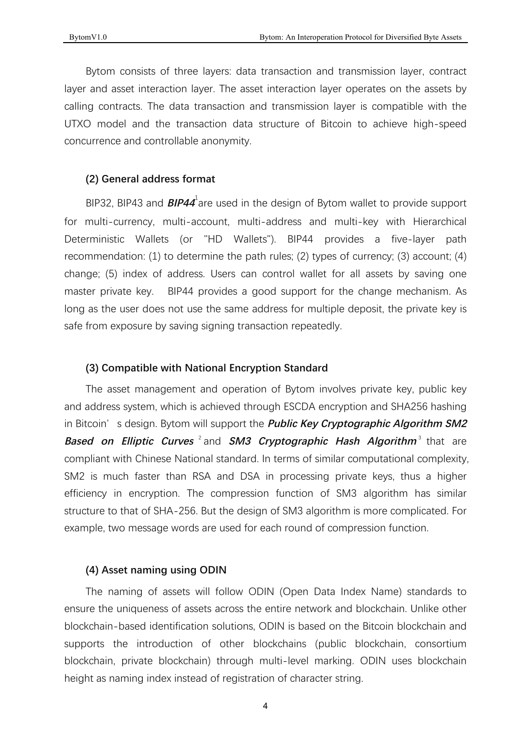Bytom consists of three layers: data transaction and transmission layer, contract layer and asset interaction layer. The asset interaction layer operates on the assets by calling contracts. The data transaction and transmission layer is compatible with the UTXO model and the transaction data structure of Bitcoin to achieve high-speed concurrence and controllable anonymity.

### (2) General address format

BIP32, BIP43 and ***BIP44***[1] are used in the design of Bytom wallet to provide support for multi-currency, multi-account, multi-address and multi-key with Hierarchical Deterministic Wallets (or "HD Wallets"). BIP44 provides a five-layer path recommendation: (1) to determine the path rules; (2) types of currency; (3) account; (4) change; (5) index of address. Users can control wallet for all assets by saving one master private key. BIP44 provides a good support for the change mechanism. As long as the user does not use the same address for multiple deposit, the private key is safe from exposure by saving signing transaction repeatedly.

### (3) Compatible with National Encryption Standard

The asset management and operation of Bytom involves private key, public key and address system, which is achieved through ESCDA encryption and SHA256 hashing in Bitcoin' s design. Bytom will support the ***Public Key Cryptographic Algorithm SM2 Based on Elliptic Curves***[2] and ***SM3 Cryptographic Hash Algorithm***[3] that are compliant with Chinese National standard. In terms of similar computational complexity, SM2 is much faster than RSA and DSA in processing private keys, thus a higher efficiency in encryption. The compression function of SM3 algorithm has similar structure to that of SHA-256. But the design of SM3 algorithm is more complicated. For example, two message words are used for each round of compression function.

### (4) Asset naming using ODIN

The naming of assets will follow ODIN (Open Data Index Name) standards to ensure the uniqueness of assets across the entire network and blockchain. Unlike other blockchain-based identification solutions, ODIN is based on the Bitcoin blockchain and supports the introduction of other blockchains (public blockchain, consortium blockchain, private blockchain) through multi-level marking. ODIN uses blockchain height as naming index instead of registration of character string.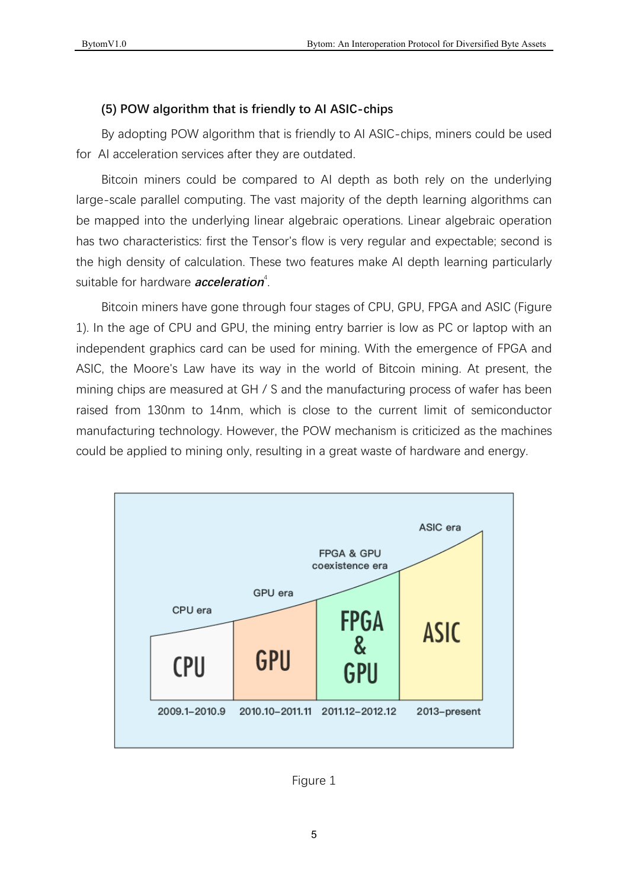### (5) POW algorithm that is friendly to AI ASIC-chips

By adopting POW algorithm that is friendly to AI ASIC-chips, miners could be used for AI acceleration services after they are outdated.

Bitcoin miners could be compared to AI depth as both rely on the underlying large-scale parallel computing. The vast majority of the depth learning algorithms can be mapped into the underlying linear algebraic operations. Linear algebraic operation has two characteristics: first the Tensor's flow is very regular and expectable; second is the high density of calculation. These two features make AI depth learning particularly suitable for hardware ***acceleration***[4].

Bitcoin miners have gone through four stages of CPU, GPU, FPGA and ASIC (Figure 1). In the age of CPU and GPU, the mining entry barrier is low as PC or laptop with an independent graphics card can be used for mining. With the emergence of FPGA and ASIC, the Moore's Law have its way in the world of Bitcoin mining. At present, the mining chips are measured at GH / S and the manufacturing process of wafer has been raised from 130nm to 14nm, which is close to the current limit of semiconductor manufacturing technology. However, the POW mechanism is criticized as the machines could be applied to mining only, resulting in a great waste of hardware and energy.

| CPU era | GPU era | FPGA & GPU coexistence era | ASIC era |
| --- | --- | --- | --- |
| CPU | GPU | FPGA & GPU | ASIC |
| 2009.1–2010.9 | 2010.10–2011.11 | 2011.12–2012.12 | 2013–present |

Figure 1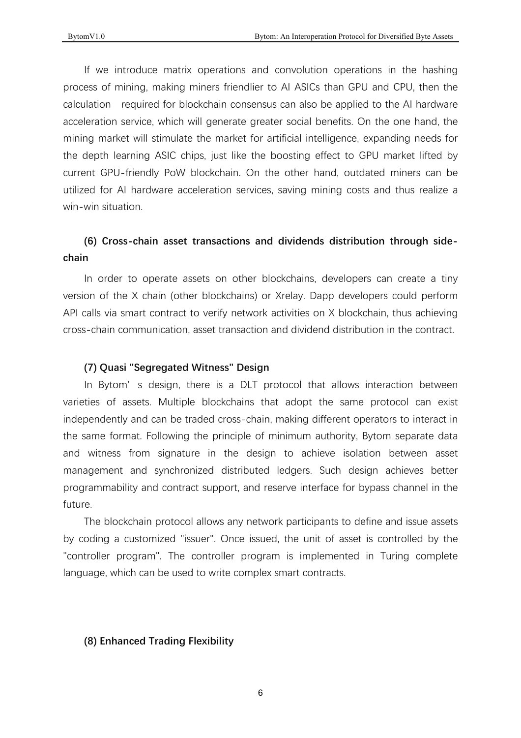If we introduce matrix operations and convolution operations in the hashing process of mining, making miners friendlier to AI ASICs than GPU and CPU, then the calculation required for blockchain consensus can also be applied to the AI hardware acceleration service, which will generate greater social benefits. On the one hand, the mining market will stimulate the market for artificial intelligence, expanding needs for the depth learning ASIC chips, just like the boosting effect to GPU market lifted by current GPU-friendly PoW blockchain. On the other hand, outdated miners can be utilized for AI hardware acceleration services, saving mining costs and thus realize a win-win situation.

#### (6) Cross-chain asset transactions and dividends distribution through side-chain

In order to operate assets on other blockchains, developers can create a tiny version of the X chain (other blockchains) or Xrelay. Dapp developers could perform API calls via smart contract to verify network activities on X blockchain, thus achieving cross-chain communication, asset transaction and dividend distribution in the contract.

#### (7) Quasi "Segregated Witness" Design

In Bytom’s design, there is a DLT protocol that allows interaction between varieties of assets. Multiple blockchains that adopt the same protocol can exist independently and can be traded cross-chain, making different operators to interact in the same format. Following the principle of minimum authority, Bytom separate data and witness from signature in the design to achieve isolation between asset management and synchronized distributed ledgers. Such design achieves better programmability and contract support, and reserve interface for bypass channel in the future.

The blockchain protocol allows any network participants to define and issue assets by coding a customized "issuer". Once issued, the unit of asset is controlled by the "controller program". The controller program is implemented in Turing complete language, which can be used to write complex smart contracts.

#### (8) Enhanced Trading Flexibility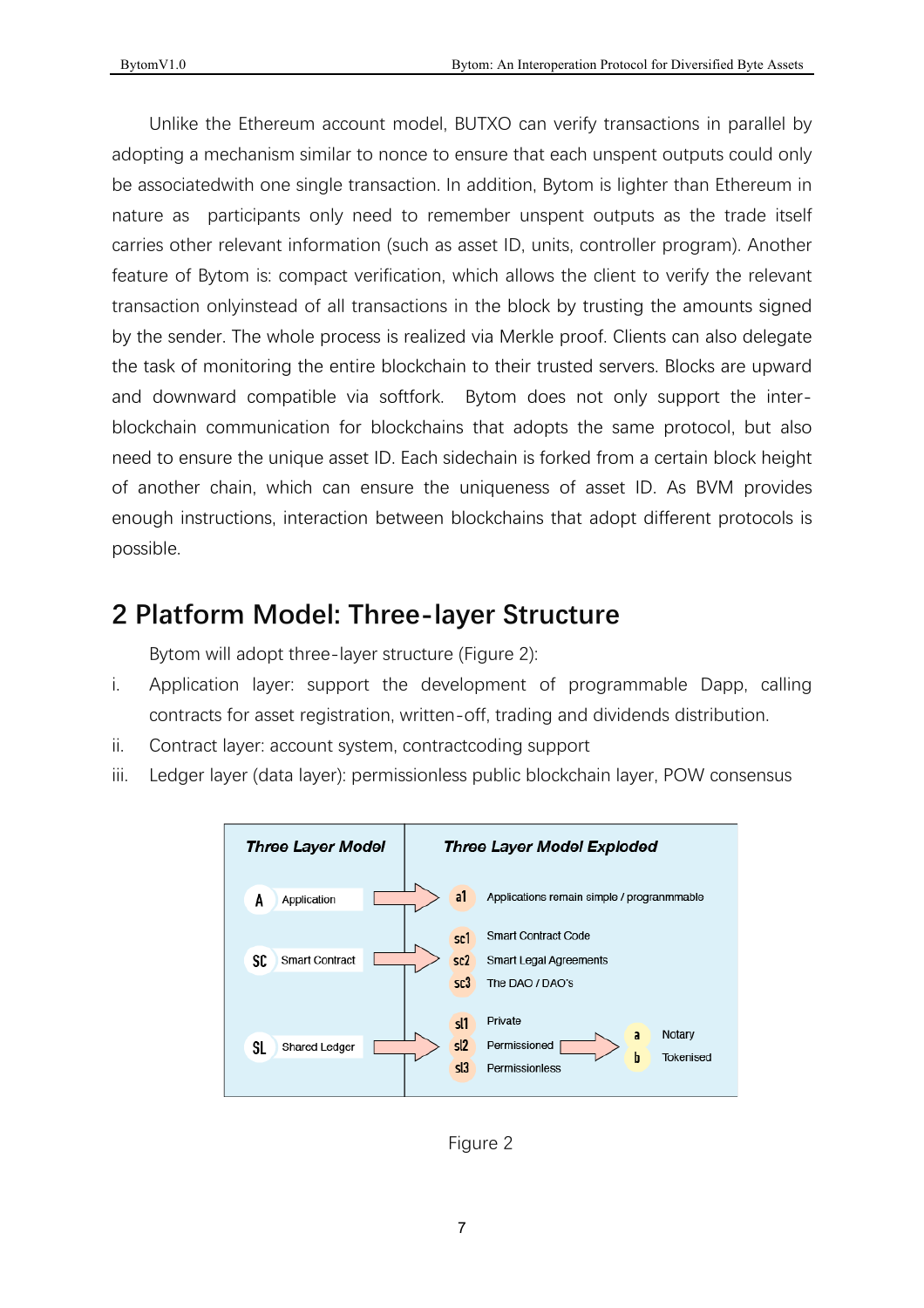Unlike the Ethereum account model, BUTXO can verify transactions in parallel by adopting a mechanism similar to nonce to ensure that each unspent outputs could only be associatedwith one single transaction. In addition, Bytom is lighter than Ethereum in nature as participants only need to remember unspent outputs as the trade itself carries other relevant information (such as asset ID, units, controller program). Another feature of Bytom is: compact verification, which allows the client to verify the relevant transaction onlyinstead of all transactions in the block by trusting the amounts signed by the sender. The whole process is realized via Merkle proof. Clients can also delegate the task of monitoring the entire blockchain to their trusted servers. Blocks are upward and downward compatible via softfork. Bytom does not only support the inter-blockchain communication for blockchains that adopts the same protocol, but also need to ensure the unique asset ID. Each sidechain is forked from a certain block height of another chain, which can ensure the uniqueness of asset ID. As BVM provides enough instructions, interaction between blockchains that adopt different protocols is possible.

## 2 Platform Model: Three-layer Structure

Bytom will adopt three-layer structure (Figure 2):

i. Application layer: support the development of programmable Dapp, calling contracts for asset registration, written-off, trading and dividends distribution.

ii. Contract layer: account system, contractcoding support

iii. Ledger layer (data layer): permissionless public blockchain layer, POW consensus

| Three Layer Model | Three Layer Model Exploded |
| --- | --- |
| A Application | a1 Applications remain simple / programmable |
| SC Smart Contract | sc1 Smart Contract Code<br>sc2 Smart Legal Agreements<br>sc3 The DAO / DAO's |
| SL Shared Ledger | sl1 Private<br>sl2 Permissioned → a Notary, b Tokenised<br>sl3 Permissionless |

Figure 2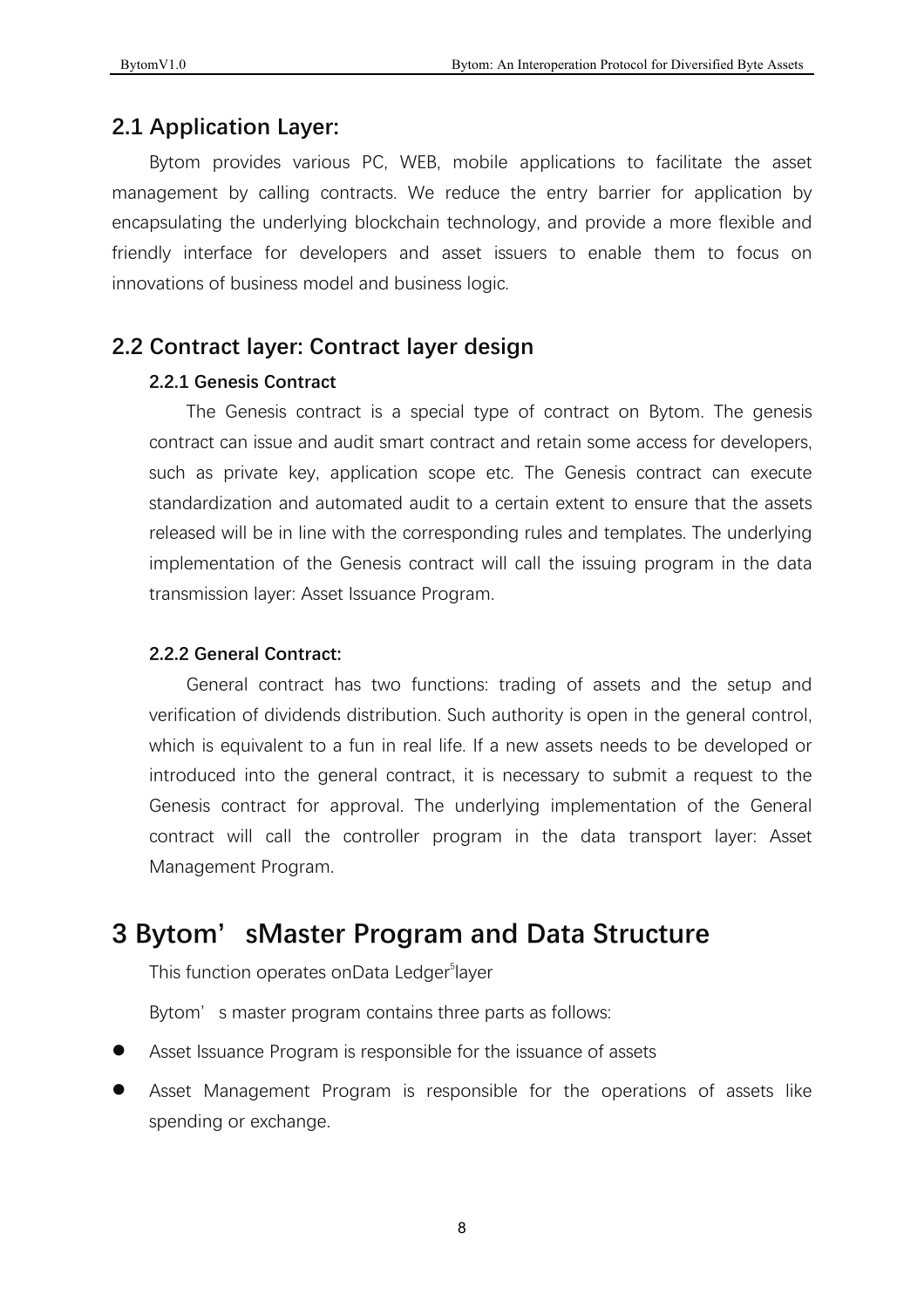## 2.1 Application Layer:

Bytom provides various PC, WEB, mobile applications to facilitate the asset management by calling contracts. We reduce the entry barrier for application by encapsulating the underlying blockchain technology, and provide a more flexible and friendly interface for developers and asset issuers to enable them to focus on innovations of business model and business logic.

## 2.2 Contract layer: Contract layer design

### 2.2.1 Genesis Contract

The Genesis contract is a special type of contract on Bytom. The genesis contract can issue and audit smart contract and retain some access for developers, such as private key, application scope etc. The Genesis contract can execute standardization and automated audit to a certain extent to ensure that the assets released will be in line with the corresponding rules and templates. The underlying implementation of the Genesis contract will call the issuing program in the data transmission layer: Asset Issuance Program.

### 2.2.2 General Contract:

General contract has two functions: trading of assets and the setup and verification of dividends distribution. Such authority is open in the general control, which is equivalent to a fun in real life. If a new assets needs to be developed or introduced into the general contract, it is necessary to submit a request to the Genesis contract for approval. The underlying implementation of the General contract will call the controller program in the data transport layer: Asset Management Program.

# 3 Bytom' sMaster Program and Data Structure

This function operates onData Ledger[5]layer

Bytom' s master program contains three parts as follows:

- Asset Issuance Program is responsible for the issuance of assets
- Asset Management Program is responsible for the operations of assets like spending or exchange.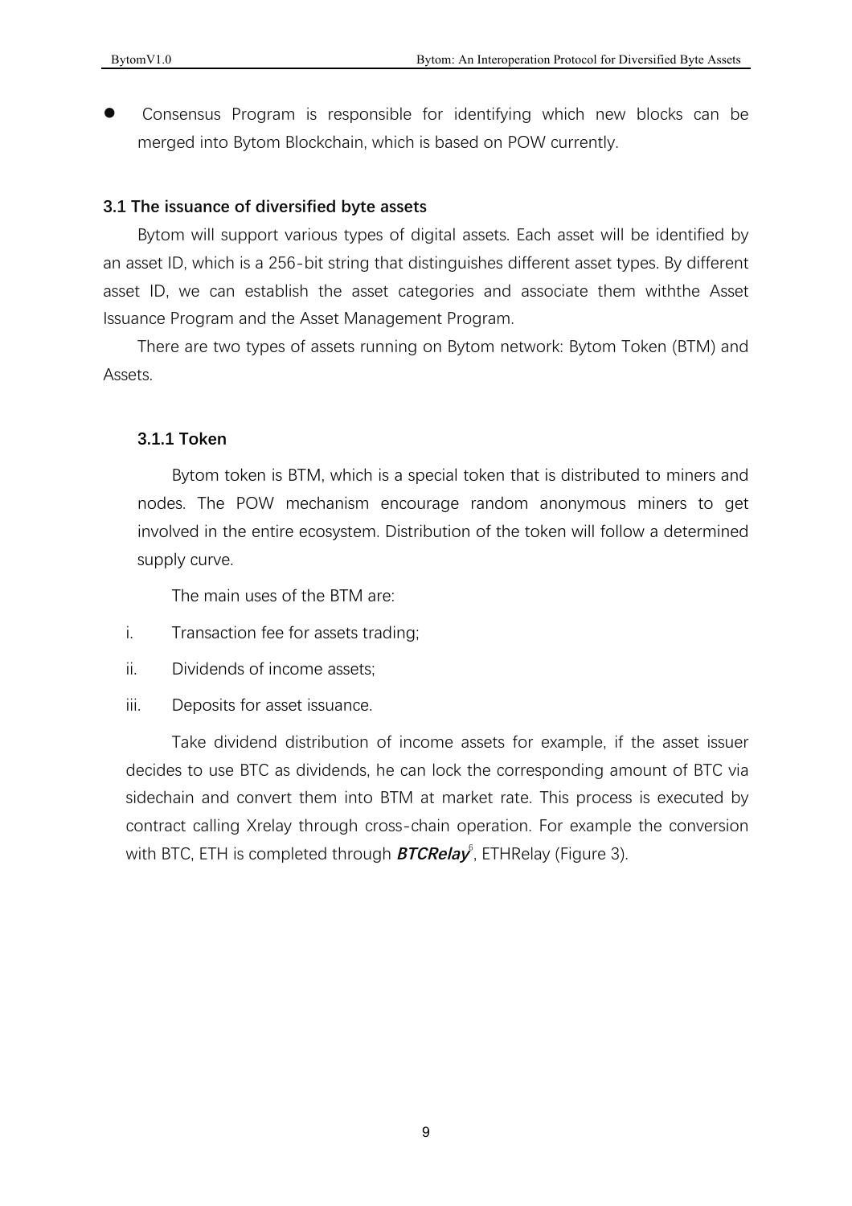- Consensus Program is responsible for identifying which new blocks can be merged into Bytom Blockchain, which is based on POW currently.

### 3.1 The issuance of diversified byte assets

Bytom will support various types of digital assets. Each asset will be identified by an asset ID, which is a 256-bit string that distinguishes different asset types. By different asset ID, we can establish the asset categories and associate them withthe Asset Issuance Program and the Asset Management Program.

There are two types of assets running on Bytom network: Bytom Token (BTM) and Assets.

#### 3.1.1 Token

Bytom token is BTM, which is a special token that is distributed to miners and nodes. The POW mechanism encourage random anonymous miners to get involved in the entire ecosystem. Distribution of the token will follow a determined supply curve.

The main uses of the BTM are:

i. Transaction fee for assets trading;

ii. Dividends of income assets;

iii. Deposits for asset issuance.

Take dividend distribution of income assets for example, if the asset issuer decides to use BTC as dividends, he can lock the corresponding amount of BTC via sidechain and convert them into BTM at market rate. This process is executed by contract calling Xrelay through cross-chain operation. For example the conversion with BTC, ETH is completed through ***BTCRelay***[6], ETHRelay (Figure 3).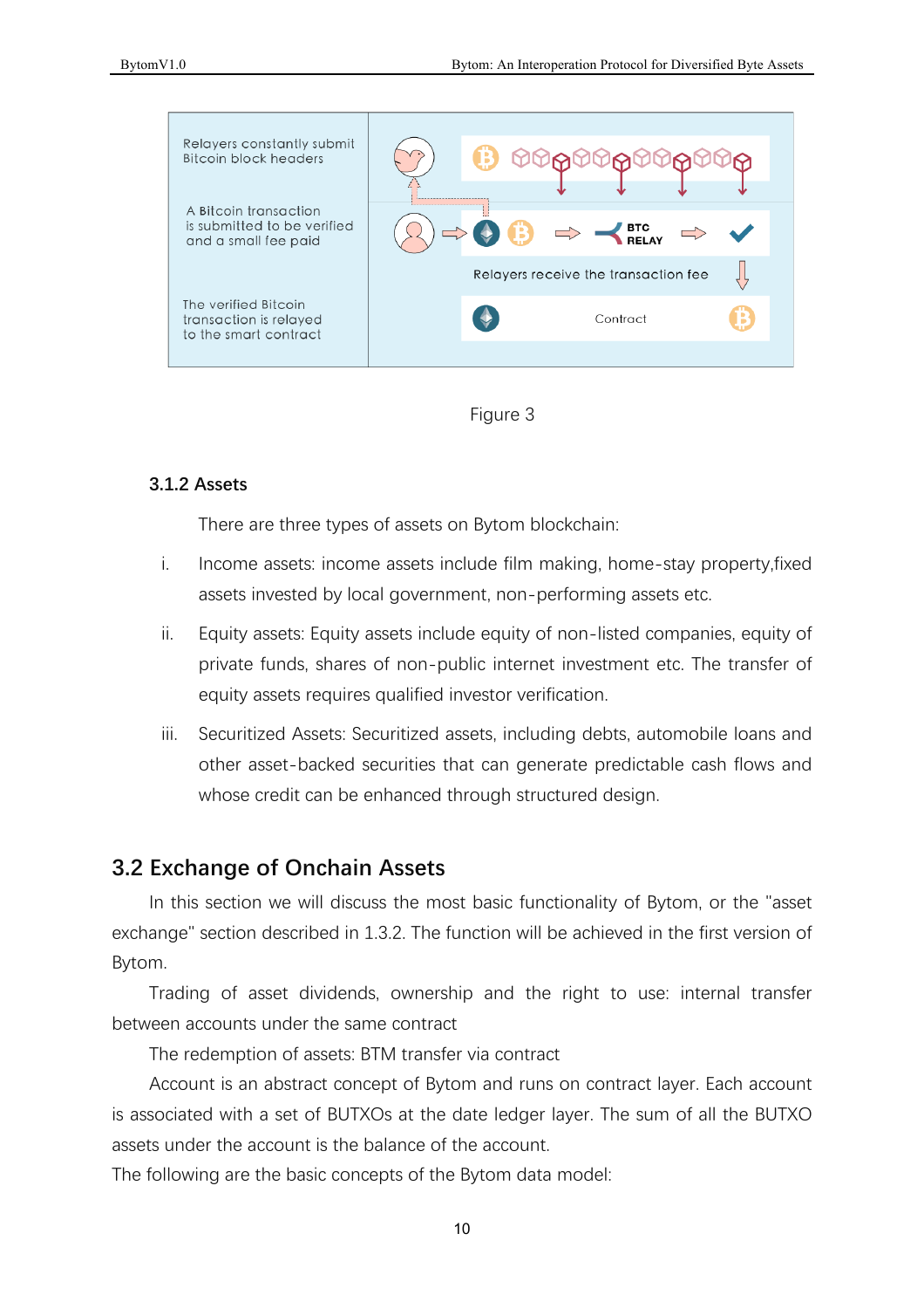Relayers constantly submit Bitcoin block headers

A Bitcoin transaction is submitted to be verified and a small fee paid

The verified Bitcoin transaction is relayed to the smart contract

BTC RELAY

Relayers receive the transaction fee

Contract

Figure 3

### 3.1.2 Assets

There are three types of assets on Bytom blockchain:

i. Income assets: income assets include film making, home-stay property,fixed assets invested by local government, non-performing assets etc.

ii. Equity assets: Equity assets include equity of non-listed companies, equity of private funds, shares of non-public internet investment etc. The transfer of equity assets requires qualified investor verification.

iii. Securitized Assets: Securitized assets, including debts, automobile loans and other asset-backed securities that can generate predictable cash flows and whose credit can be enhanced through structured design.

## 3.2 Exchange of Onchain Assets

In this section we will discuss the most basic functionality of Bytom, or the "asset exchange" section described in 1.3.2. The function will be achieved in the first version of Bytom.

Trading of asset dividends, ownership and the right to use: internal transfer between accounts under the same contract

The redemption of assets: BTM transfer via contract

Account is an abstract concept of Bytom and runs on contract layer. Each account is associated with a set of BUTXOs at the date ledger layer. The sum of all the BUTXO assets under the account is the balance of the account.

The following are the basic concepts of the Bytom data model: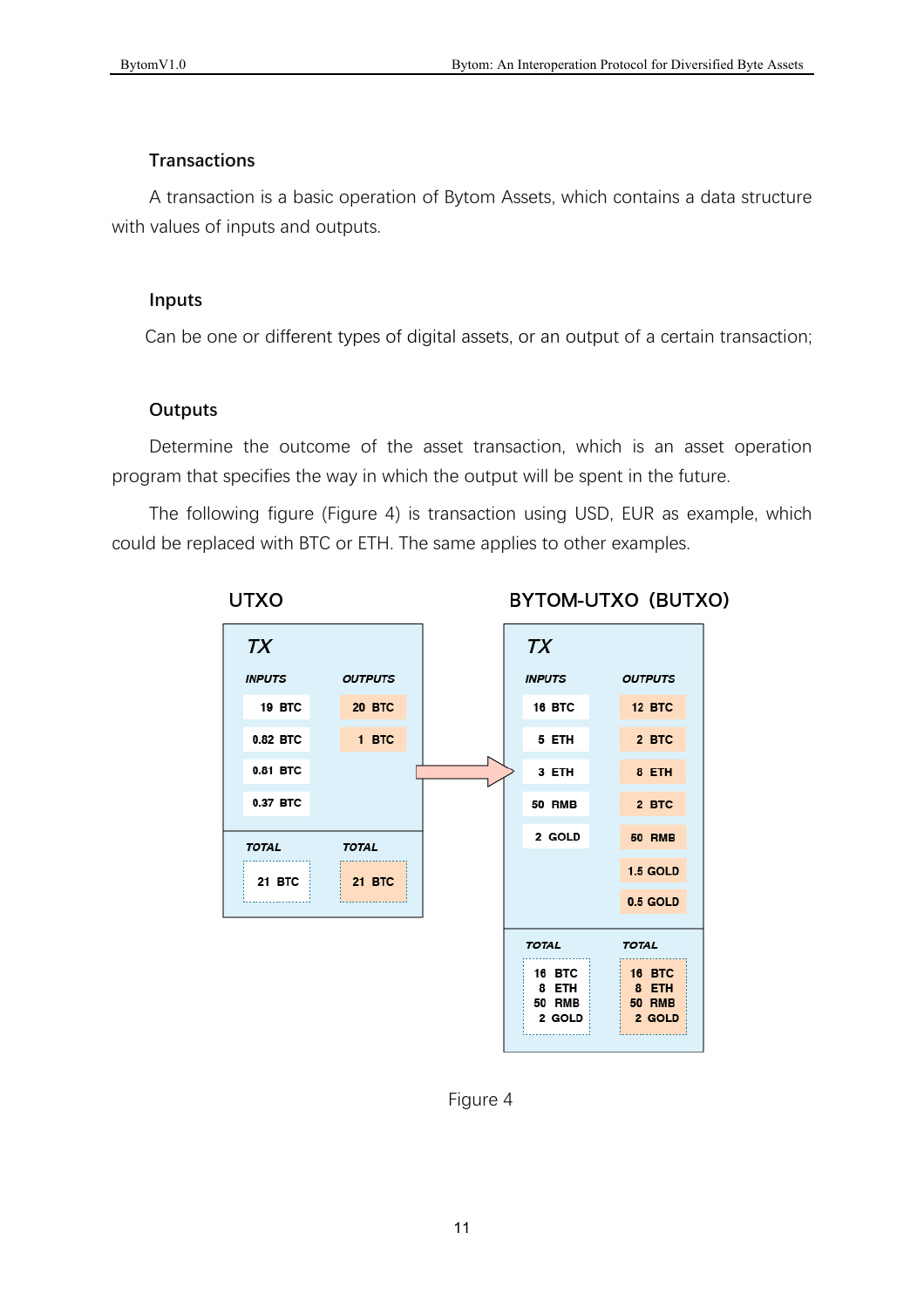### Transactions

A transaction is a basic operation of Bytom Assets, which contains a data structure with values of inputs and outputs.

### Inputs

Can be one or different types of digital assets, or an output of a certain transaction;

### Outputs

Determine the outcome of the asset transaction, which is an asset operation program that specifies the way in which the output will be spent in the future.

The following figure (Figure 4) is transaction using USD, EUR as example, which could be replaced with BTC or ETH. The same applies to other examples.

**UTXO**

*TX*

| INPUTS | OUTPUTS |
|---|---|
| 19 BTC | 20 BTC |
| 0.82 BTC | 1 BTC |
| 0.81 BTC | |
| 0.37 BTC | |
| **TOTAL** | **TOTAL** |
| 21 BTC | 21 BTC |

**BYTOM-UTXO (BUTXO)**

*TX*

| INPUTS | OUTPUTS |
|---|---|
| 16 BTC | 12 BTC |
| 5 ETH | 2 BTC |
| 3 ETH | 8 ETH |
| 50 RMB | 2 BTC |
| 2 GOLD | 50 RMB |
| | 1.5 GOLD |
| | 0.5 GOLD |
| **TOTAL** | **TOTAL** |
| 16 BTC, 8 ETH, 50 RMB, 2 GOLD | 16 BTC, 8 ETH, 50 RMB, 2 GOLD |

Figure 4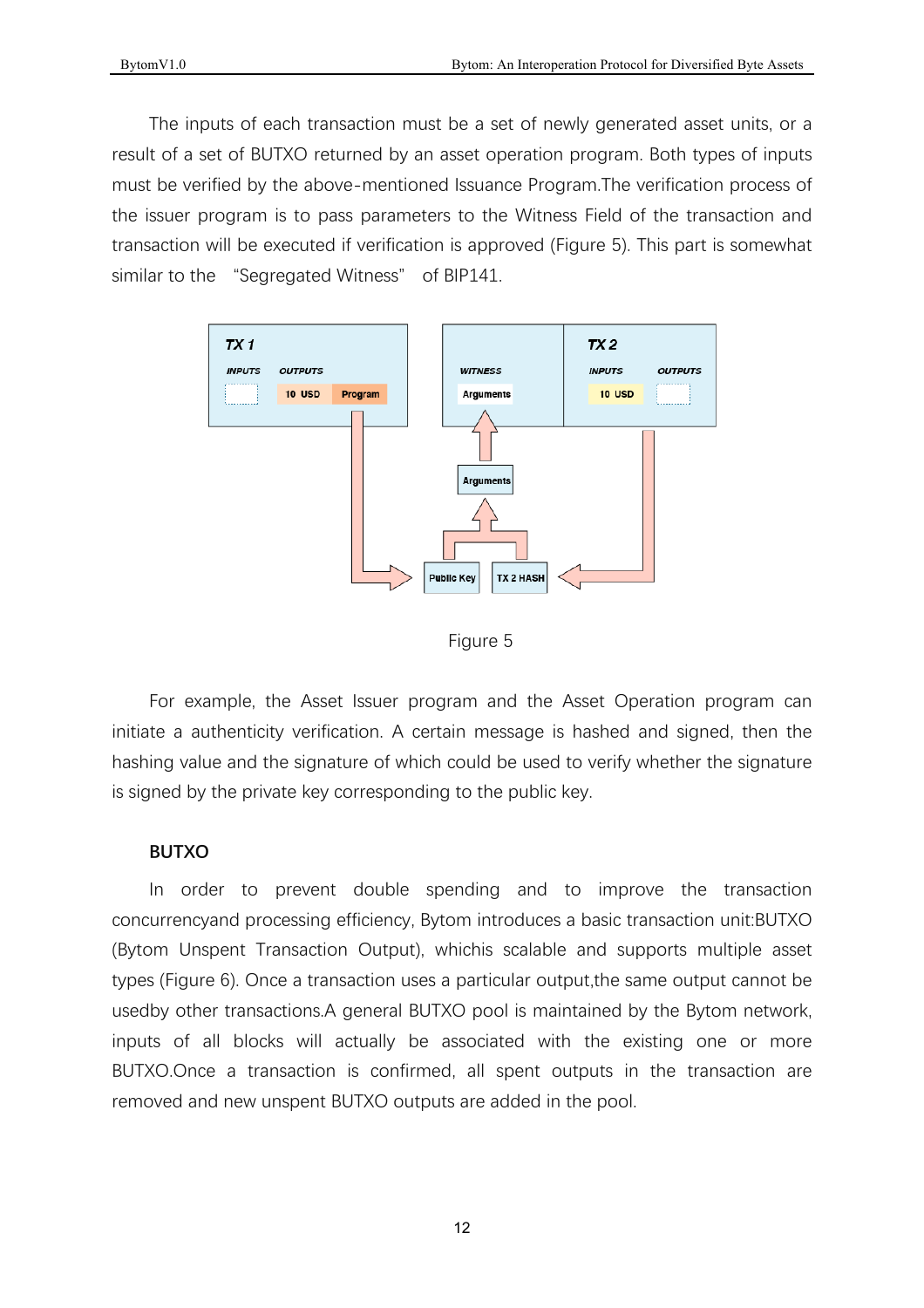The inputs of each transaction must be a set of newly generated asset units, or a result of a set of BUTXO returned by an asset operation program. Both types of inputs must be verified by the above-mentioned Issuance Program.The verification process of the issuer program is to pass parameters to the Witness Field of the transaction and transaction will be executed if verification is approved (Figure 5). This part is somewhat similar to the "Segregated Witness" of BIP141.

Figure 5

For example, the Asset Issuer program and the Asset Operation program can initiate a authenticity verification. A certain message is hashed and signed, then the hashing value and the signature of which could be used to verify whether the signature is signed by the private key corresponding to the public key.

**BUTXO**

In order to prevent double spending and to improve the transaction concurrencyand processing efficiency, Bytom introduces a basic transaction unit:BUTXO (Bytom Unspent Transaction Output), whichis scalable and supports multiple asset types (Figure 6). Once a transaction uses a particular output,the same output cannot be usedby other transactions.A general BUTXO pool is maintained by the Bytom network, inputs of all blocks will actually be associated with the existing one or more BUTXO.Once a transaction is confirmed, all spent outputs in the transaction are removed and new unspent BUTXO outputs are added in the pool.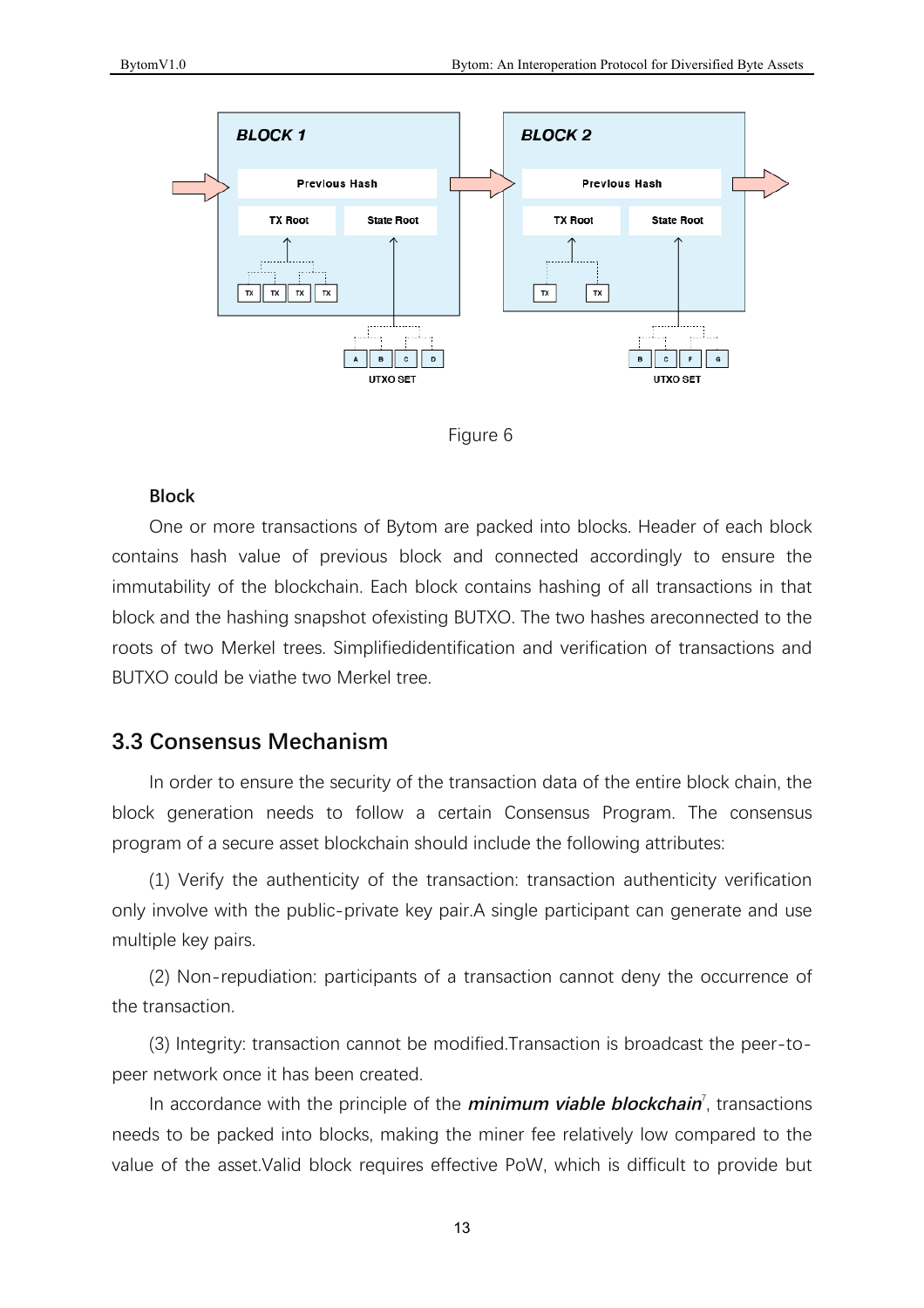Figure 6

**Block**

One or more transactions of Bytom are packed into blocks. Header of each block contains hash value of previous block and connected accordingly to ensure the immutability of the blockchain. Each block contains hashing of all transactions in that block and the hashing snapshot ofexisting BUTXO. The two hashes areconnected to the roots of two Merkel trees. Simplifiedidentification and verification of transactions and BUTXO could be viathe two Merkel tree.

## 3.3 Consensus Mechanism

In order to ensure the security of the transaction data of the entire block chain, the block generation needs to follow a certain Consensus Program. The consensus program of a secure asset blockchain should include the following attributes:

(1) Verify the authenticity of the transaction: transaction authenticity verification only involve with the public-private key pair.A single participant can generate and use multiple key pairs.

(2) Non-repudiation: participants of a transaction cannot deny the occurrence of the transaction.

(3) Integrity: transaction cannot be modified.Transaction is broadcast the peer-to-peer network once it has been created.

In accordance with the principle of the ***minimum viable blockchain***[7], transactions needs to be packed into blocks, making the miner fee relatively low compared to the value of the asset.Valid block requires effective PoW, which is difficult to provide but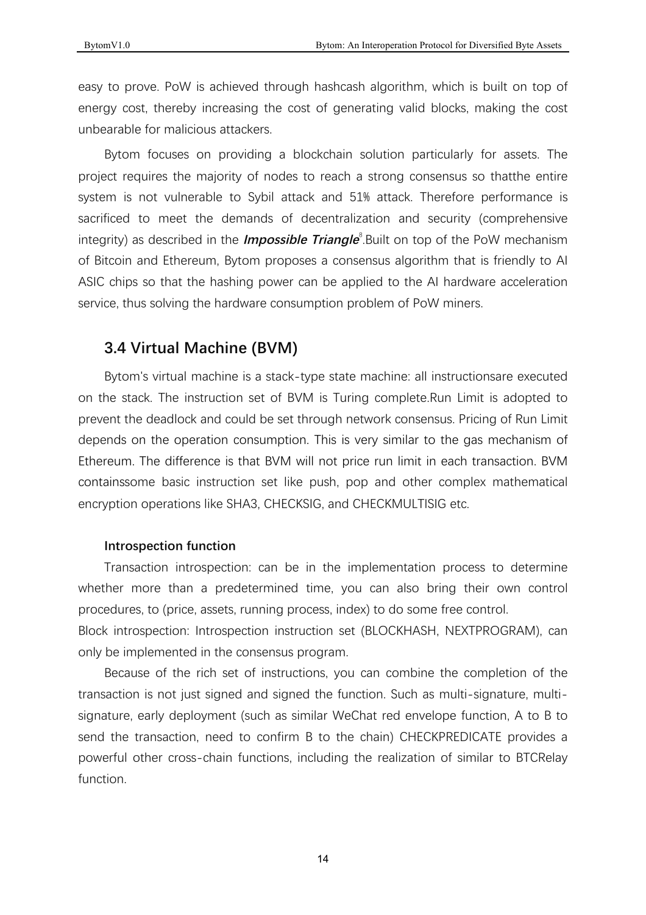easy to prove. PoW is achieved through hashcash algorithm, which is built on top of energy cost, thereby increasing the cost of generating valid blocks, making the cost unbearable for malicious attackers.

Bytom focuses on providing a blockchain solution particularly for assets. The project requires the majority of nodes to reach a strong consensus so thatthe entire system is not vulnerable to Sybil attack and 51% attack. Therefore performance is sacrificed to meet the demands of decentralization and security (comprehensive integrity) as described in the ***Impossible Triangle***[8].Built on top of the PoW mechanism of Bitcoin and Ethereum, Bytom proposes a consensus algorithm that is friendly to AI ASIC chips so that the hashing power can be applied to the AI hardware acceleration service, thus solving the hardware consumption problem of PoW miners.

## 3.4 Virtual Machine (BVM)

Bytom's virtual machine is a stack-type state machine: all instructionsare executed on the stack. The instruction set of BVM is Turing complete.Run Limit is adopted to prevent the deadlock and could be set through network consensus. Pricing of Run Limit depends on the operation consumption. This is very similar to the gas mechanism of Ethereum. The difference is that BVM will not price run limit in each transaction. BVM containssome basic instruction set like push, pop and other complex mathematical encryption operations like SHA3, CHECKSIG, and CHECKMULTISIG etc.

#### Introspection function

Transaction introspection: can be in the implementation process to determine whether more than a predetermined time, you can also bring their own control procedures, to (price, assets, running process, index) to do some free control.

Block introspection: Introspection instruction set (BLOCKHASH, NEXTPROGRAM), can only be implemented in the consensus program.

Because of the rich set of instructions, you can combine the completion of the transaction is not just signed and signed the function. Such as multi-signature, multi-signature, early deployment (such as similar WeChat red envelope function, A to B to send the transaction, need to confirm B to the chain) CHECKPREDICATE provides a powerful other cross-chain functions, including the realization of similar to BTCRelay function.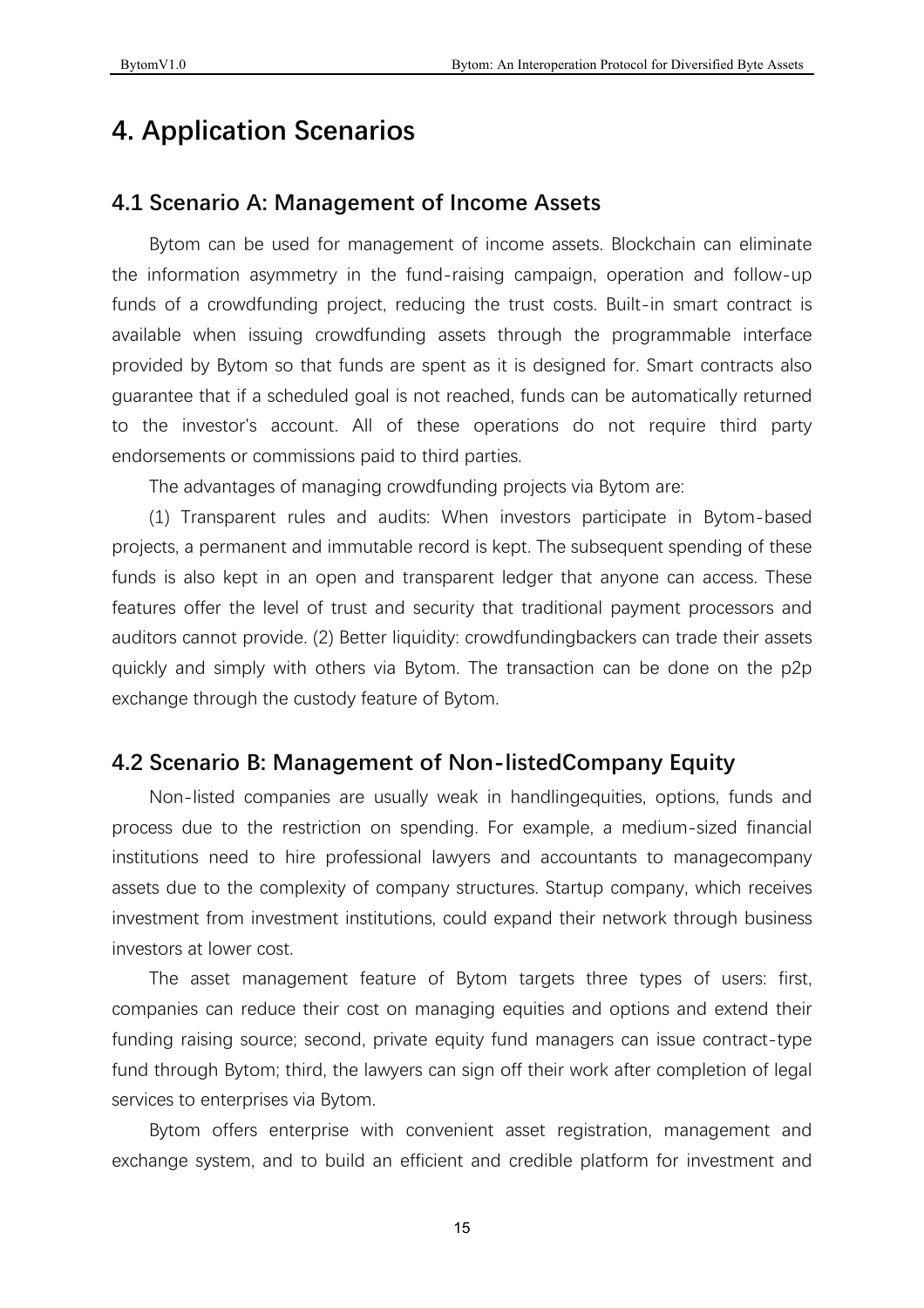# 4. Application Scenarios

## 4.1 Scenario A: Management of Income Assets

Bytom can be used for management of income assets. Blockchain can eliminate the information asymmetry in the fund-raising campaign, operation and follow-up funds of a crowdfunding project, reducing the trust costs. Built-in smart contract is available when issuing crowdfunding assets through the programmable interface provided by Bytom so that funds are spent as it is designed for. Smart contracts also guarantee that if a scheduled goal is not reached, funds can be automatically returned to the investor's account. All of these operations do not require third party endorsements or commissions paid to third parties.

The advantages of managing crowdfunding projects via Bytom are:

(1) Transparent rules and audits: When investors participate in Bytom-based projects, a permanent and immutable record is kept. The subsequent spending of these funds is also kept in an open and transparent ledger that anyone can access. These features offer the level of trust and security that traditional payment processors and auditors cannot provide. (2) Better liquidity: crowdfundingbackers can trade their assets quickly and simply with others via Bytom. The transaction can be done on the p2p exchange through the custody feature of Bytom.

## 4.2 Scenario B: Management of Non-listedCompany Equity

Non-listed companies are usually weak in handlingequities, options, funds and process due to the restriction on spending. For example, a medium-sized financial institutions need to hire professional lawyers and accountants to managecompany assets due to the complexity of company structures. Startup company, which receives investment from investment institutions, could expand their network through business investors at lower cost.

The asset management feature of Bytom targets three types of users: first, companies can reduce their cost on managing equities and options and extend their funding raising source; second, private equity fund managers can issue contract-type fund through Bytom; third, the lawyers can sign off their work after completion of legal services to enterprises via Bytom.

Bytom offers enterprise with convenient asset registration, management and exchange system, and to build an efficient and credible platform for investment and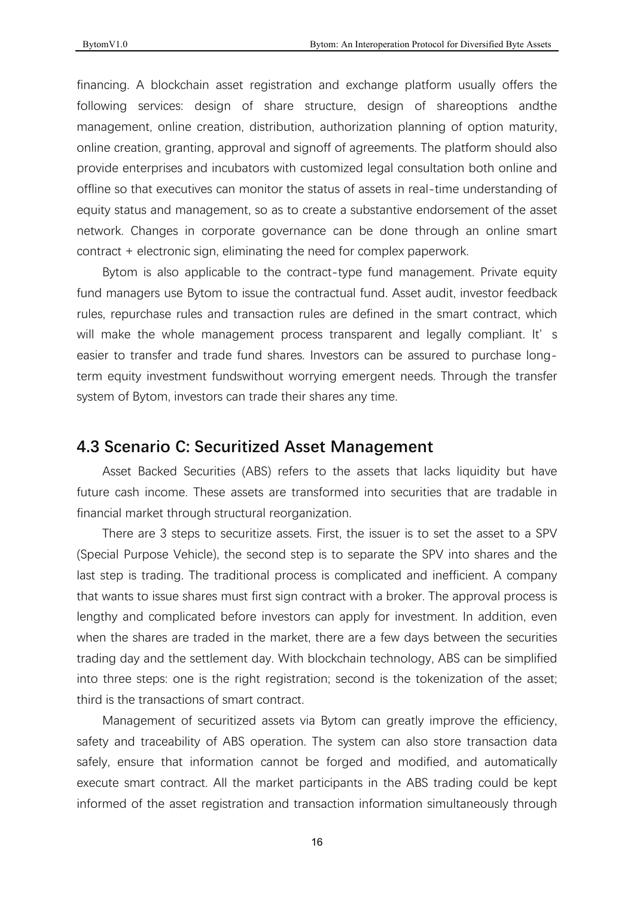financing. A blockchain asset registration and exchange platform usually offers the following services: design of share structure, design of shareoptions andthe management, online creation, distribution, authorization planning of option maturity, online creation, granting, approval and signoff of agreements. The platform should also provide enterprises and incubators with customized legal consultation both online and offline so that executives can monitor the status of assets in real-time understanding of equity status and management, so as to create a substantive endorsement of the asset network. Changes in corporate governance can be done through an online smart contract + electronic sign, eliminating the need for complex paperwork.

Bytom is also applicable to the contract-type fund management. Private equity fund managers use Bytom to issue the contractual fund. Asset audit, investor feedback rules, repurchase rules and transaction rules are defined in the smart contract, which will make the whole management process transparent and legally compliant. It's easier to transfer and trade fund shares. Investors can be assured to purchase long-term equity investment fundswithout worrying emergent needs. Through the transfer system of Bytom, investors can trade their shares any time.

## 4.3 Scenario C: Securitized Asset Management

Asset Backed Securities (ABS) refers to the assets that lacks liquidity but have future cash income. These assets are transformed into securities that are tradable in financial market through structural reorganization.

There are 3 steps to securitize assets. First, the issuer is to set the asset to a SPV (Special Purpose Vehicle), the second step is to separate the SPV into shares and the last step is trading. The traditional process is complicated and inefficient. A company that wants to issue shares must first sign contract with a broker. The approval process is lengthy and complicated before investors can apply for investment. In addition, even when the shares are traded in the market, there are a few days between the securities trading day and the settlement day. With blockchain technology, ABS can be simplified into three steps: one is the right registration; second is the tokenization of the asset; third is the transactions of smart contract.

Management of securitized assets via Bytom can greatly improve the efficiency, safety and traceability of ABS operation. The system can also store transaction data safely, ensure that information cannot be forged and modified, and automatically execute smart contract. All the market participants in the ABS trading could be kept informed of the asset registration and transaction information simultaneously through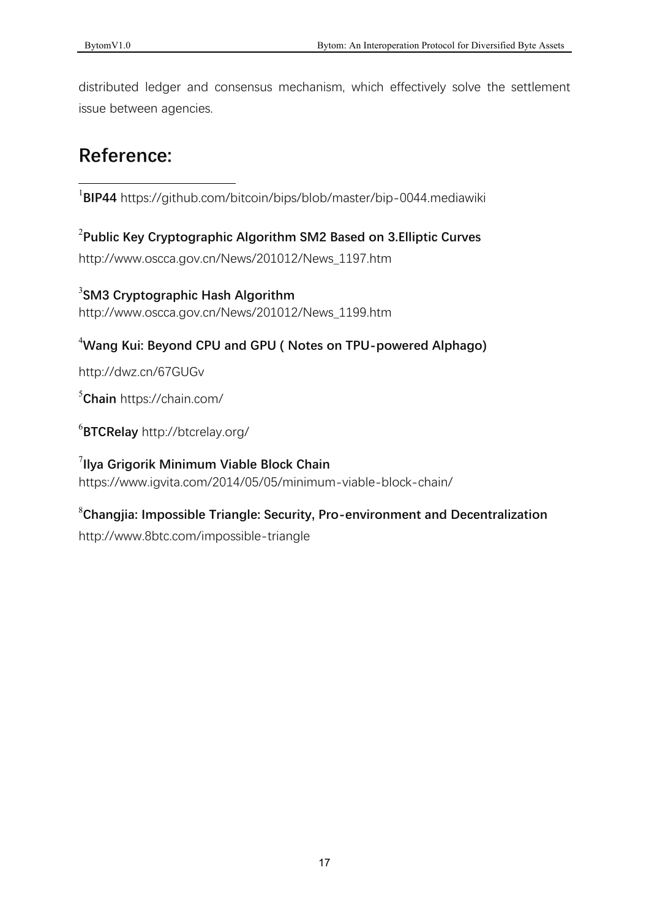distributed ledger and consensus mechanism, which effectively solve the settlement issue between agencies.

## Reference:

[1]**BIP44** https://github.com/bitcoin/bips/blob/master/bip-0044.mediawiki

[2]**Public Key Cryptographic Algorithm SM2 Based on 3.Elliptic Curves**
http://www.oscca.gov.cn/News/201012/News_1197.htm

[3]**SM3 Cryptographic Hash Algorithm**
http://www.oscca.gov.cn/News/201012/News_1199.htm

[4]**Wang Kui: Beyond CPU and GPU ( Notes on TPU-powered Alphago)**

http://dwz.cn/67GUGv

[5]**Chain** https://chain.com/

[6]**BTCRelay** http://btcrelay.org/

[7]**Ilya Grigorik Minimum Viable Block Chain**
https://www.igvita.com/2014/05/05/minimum-viable-block-chain/

[8]**Changjia: Impossible Triangle: Security, Pro-environment and Decentralization**
http://www.8btc.com/impossible-triangle